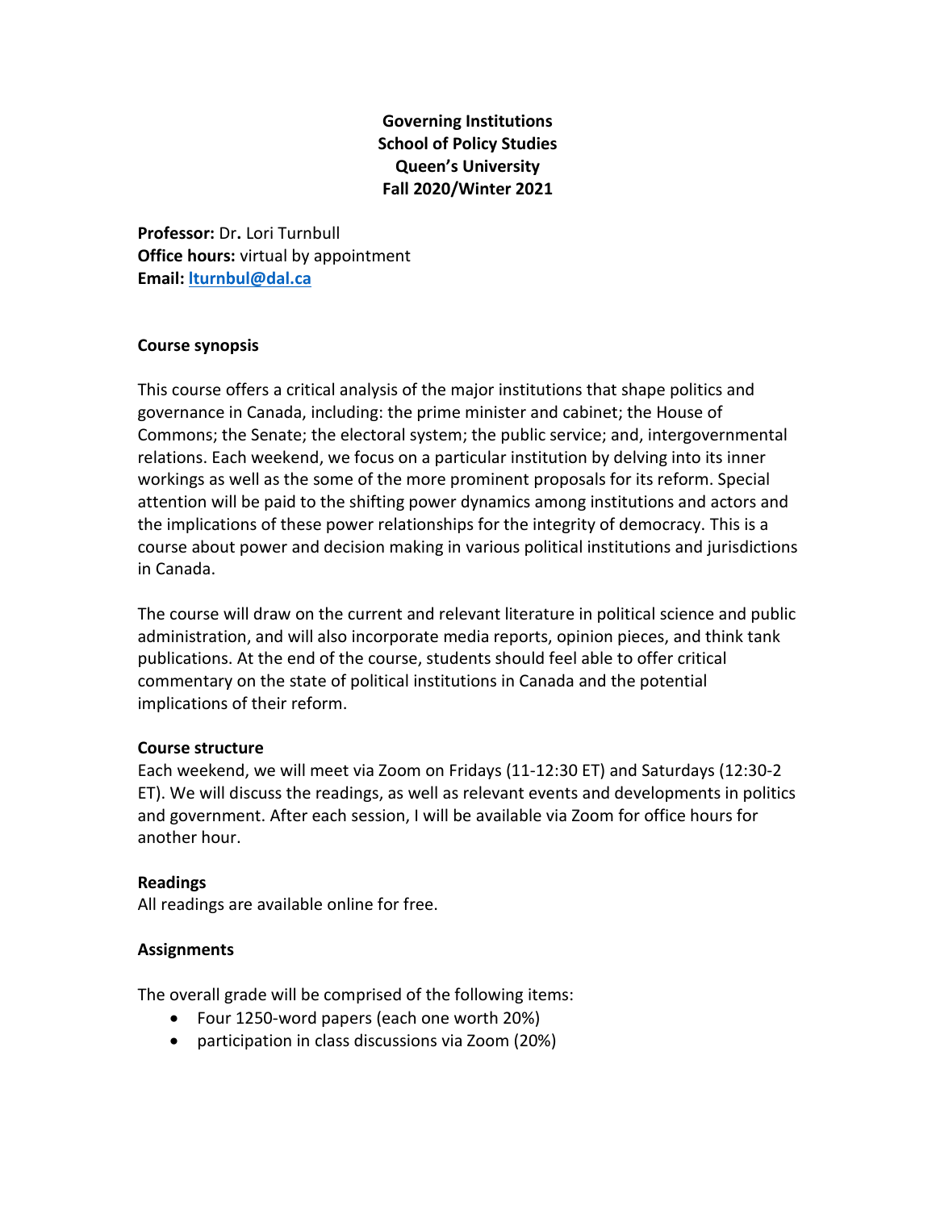**Governing Institutions**
**School of Policy Studies**
**Queen's University**
**Fall 2020/Winter 2021**

**Professor:** Dr. Lori Turnbull
**Office hours:** virtual by appointment
**Email:** lturnbul@dal.ca

**Course synopsis**

This course offers a critical analysis of the major institutions that shape politics and governance in Canada, including: the prime minister and cabinet; the House of Commons; the Senate; the electoral system; the public service; and, intergovernmental relations. Each weekend, we focus on a particular institution by delving into its inner workings as well as the some of the more prominent proposals for its reform. Special attention will be paid to the shifting power dynamics among institutions and actors and the implications of these power relationships for the integrity of democracy. This is a course about power and decision making in various political institutions and jurisdictions in Canada.

The course will draw on the current and relevant literature in political science and public administration, and will also incorporate media reports, opinion pieces, and think tank publications. At the end of the course, students should feel able to offer critical commentary on the state of political institutions in Canada and the potential implications of their reform.

**Course structure**

Each weekend, we will meet via Zoom on Fridays (11-12:30 ET) and Saturdays (12:30-2 ET). We will discuss the readings, as well as relevant events and developments in politics and government. After each session, I will be available via Zoom for office hours for another hour.

**Readings**

All readings are available online for free.

**Assignments**

The overall grade will be comprised of the following items:

- Four 1250-word papers (each one worth 20%)
- participation in class discussions via Zoom (20%)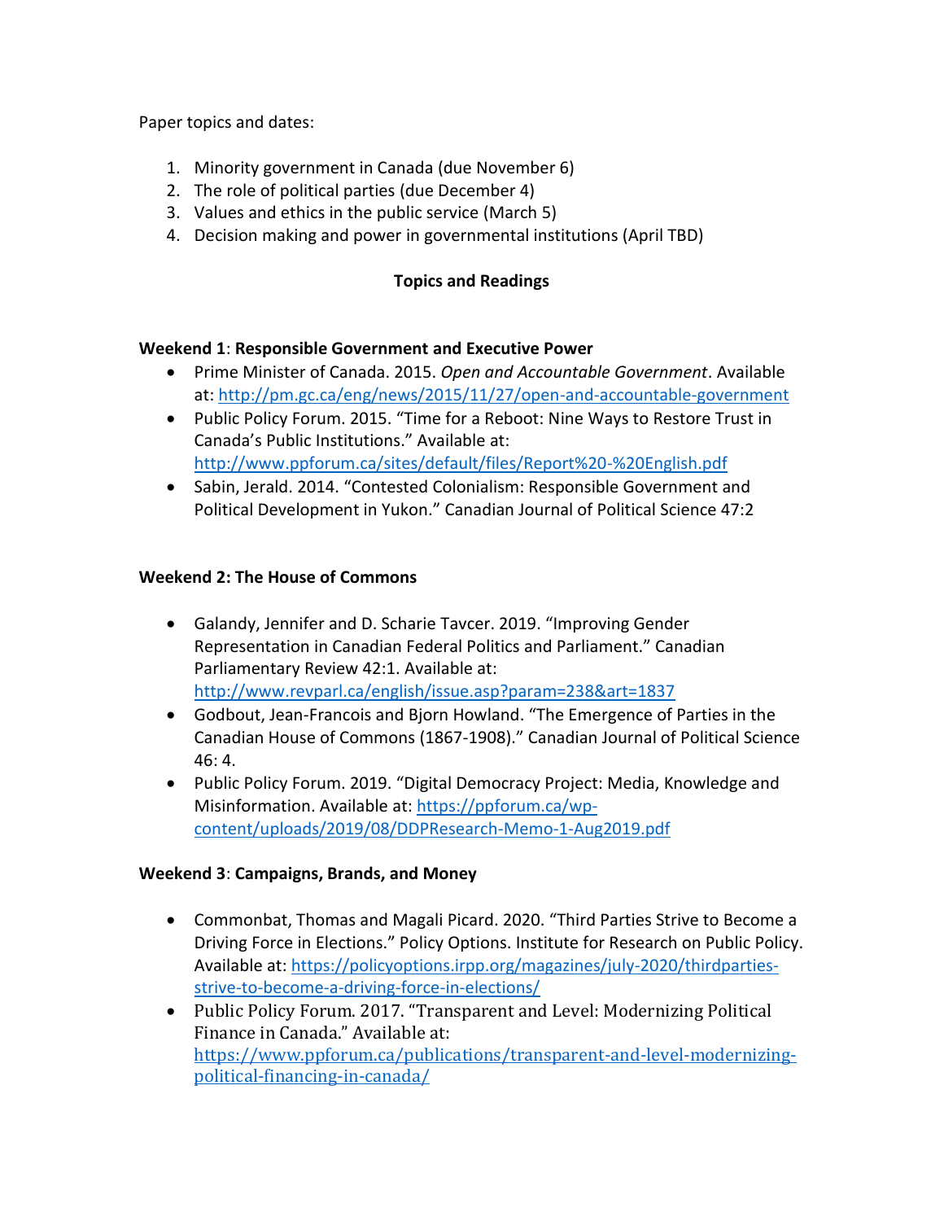Paper topics and dates:

1. Minority government in Canada (due November 6)
2. The role of political parties (due December 4)
3. Values and ethics in the public service (March 5)
4. Decision making and power in governmental institutions (April TBD)

## Topics and Readings

### Weekend 1: Responsible Government and Executive Power

- Prime Minister of Canada. 2015. *Open and Accountable Government*. Available at: http://pm.gc.ca/eng/news/2015/11/27/open-and-accountable-government
- Public Policy Forum. 2015. "Time for a Reboot: Nine Ways to Restore Trust in Canada's Public Institutions." Available at: http://www.ppforum.ca/sites/default/files/Report%20-%20English.pdf
- Sabin, Jerald. 2014. "Contested Colonialism: Responsible Government and Political Development in Yukon." Canadian Journal of Political Science 47:2

### Weekend 2: The House of Commons

- Galandy, Jennifer and D. Scharie Tavcer. 2019. "Improving Gender Representation in Canadian Federal Politics and Parliament." Canadian Parliamentary Review 42:1. Available at: http://www.revparl.ca/english/issue.asp?param=238&art=1837
- Godbout, Jean-Francois and Bjorn Howland. "The Emergence of Parties in the Canadian House of Commons (1867-1908)." Canadian Journal of Political Science 46: 4.
- Public Policy Forum. 2019. "Digital Democracy Project: Media, Knowledge and Misinformation. Available at: https://ppforum.ca/wp-content/uploads/2019/08/DDPResearch-Memo-1-Aug2019.pdf

### Weekend 3: Campaigns, Brands, and Money

- Commonbat, Thomas and Magali Picard. 2020. "Third Parties Strive to Become a Driving Force in Elections." Policy Options. Institute for Research on Public Policy. Available at: https://policyoptions.irpp.org/magazines/july-2020/thirdparties-strive-to-become-a-driving-force-in-elections/
- Public Policy Forum. 2017. "Transparent and Level: Modernizing Political Finance in Canada." Available at: https://www.ppforum.ca/publications/transparent-and-level-modernizing-political-financing-in-canada/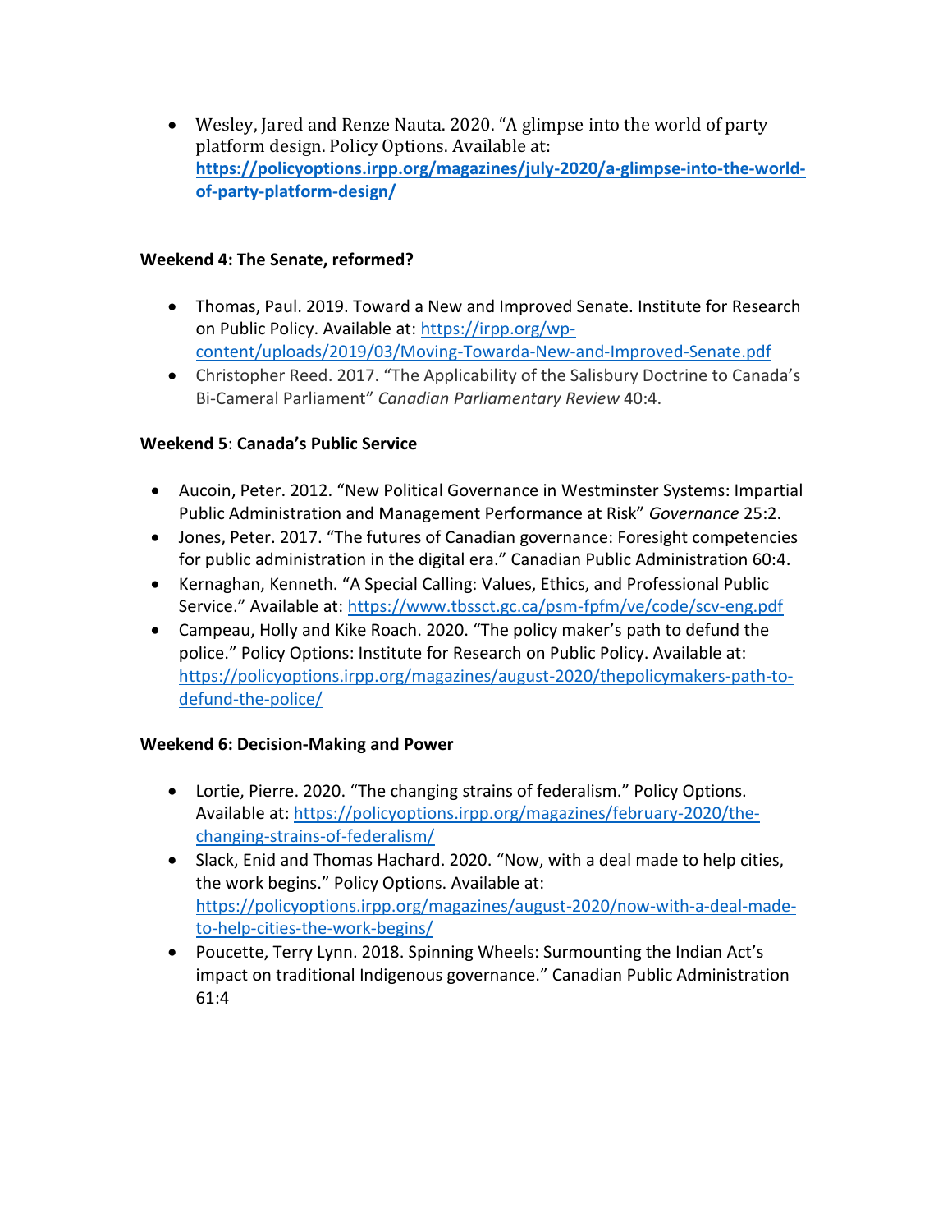- Wesley, Jared and Renze Nauta. 2020. “A glimpse into the world of party platform design. Policy Options. Available at: **https://policyoptions.irpp.org/magazines/july-2020/a-glimpse-into-the-world-of-party-platform-design/**

**Weekend 4: The Senate, reformed?**

- Thomas, Paul. 2019. Toward a New and Improved Senate. Institute for Research on Public Policy. Available at: https://irpp.org/wp-content/uploads/2019/03/Moving-Towarda-New-and-Improved-Senate.pdf
- Christopher Reed. 2017. “The Applicability of the Salisbury Doctrine to Canada’s Bi-Cameral Parliament” *Canadian Parliamentary Review* 40:4.

**Weekend 5**: **Canada’s Public Service**

- Aucoin, Peter. 2012. “New Political Governance in Westminster Systems: Impartial Public Administration and Management Performance at Risk” *Governance* 25:2.
- Jones, Peter. 2017. “The futures of Canadian governance: Foresight competencies for public administration in the digital era.” Canadian Public Administration 60:4.
- Kernaghan, Kenneth. “A Special Calling: Values, Ethics, and Professional Public Service.” Available at: https://www.tbssct.gc.ca/psm-fpfm/ve/code/scv-eng.pdf
- Campeau, Holly and Kike Roach. 2020. “The policy maker’s path to defund the police.” Policy Options: Institute for Research on Public Policy. Available at: https://policyoptions.irpp.org/magazines/august-2020/thepolicymakers-path-to-defund-the-police/

**Weekend 6: Decision-Making and Power**

- Lortie, Pierre. 2020. “The changing strains of federalism.” Policy Options. Available at: https://policyoptions.irpp.org/magazines/february-2020/the-changing-strains-of-federalism/
- Slack, Enid and Thomas Hachard. 2020. “Now, with a deal made to help cities, the work begins.” Policy Options. Available at: https://policyoptions.irpp.org/magazines/august-2020/now-with-a-deal-made-to-help-cities-the-work-begins/
- Poucette, Terry Lynn. 2018. Spinning Wheels: Surmounting the Indian Act’s impact on traditional Indigenous governance.” Canadian Public Administration 61:4